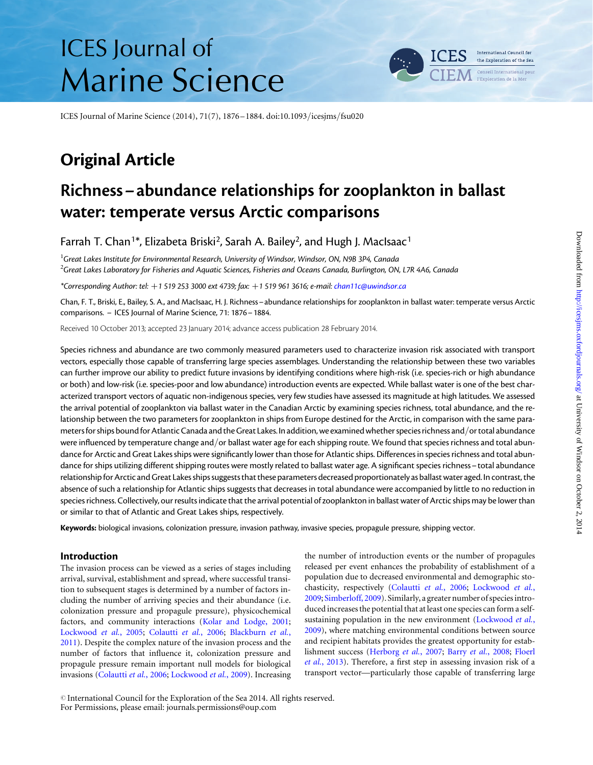# ICES Journal of Marine Science

ICES Journal of Marine Science (2014), 71(7), 1876–1884. doi:10.1093/icesjms/fsu020

## Original Article

# Richness–abundance relationships for zooplankton in ballast water: temperate versus Arctic comparisons

Farrah T. Chan[1]*, Elizabeta Briski[2], Sarah A. Bailey[2], and Hugh J. MacIsaac[1]

[1]*Great Lakes Institute for Environmental Research, University of Windsor, Windsor, ON, N9B 3P4, Canada*
[2]*Great Lakes Laboratory for Fisheries and Aquatic Sciences, Fisheries and Oceans Canada, Burlington, ON, L7R 4A6, Canada*

*\*Corresponding Author: tel: +1 519 253 3000 ext 4739; fax: +1 519 961 3616; e-mail: chan11c@uwindsor.ca*

Chan, F. T., Briski, E., Bailey, S. A., and MacIsaac, H. J. Richness–abundance relationships for zooplankton in ballast water: temperate versus Arctic comparisons. – ICES Journal of Marine Science, 71: 1876–1884.

Received 10 October 2013; accepted 23 January 2014; advance access publication 28 February 2014.

Species richness and abundance are two commonly measured parameters used to characterize invasion risk associated with transport vectors, especially those capable of transferring large species assemblages. Understanding the relationship between these two variables can further improve our ability to predict future invasions by identifying conditions where high-risk (i.e. species-rich or high abundance or both) and low-risk (i.e. species-poor and low abundance) introduction events are expected. While ballast water is one of the best characterized transport vectors of aquatic non-indigenous species, very few studies have assessed its magnitude at high latitudes. We assessed the arrival potential of zooplankton via ballast water in the Canadian Arctic by examining species richness, total abundance, and the relationship between the two parameters for zooplankton in ships from Europe destined for the Arctic, in comparison with the same parameters for ships bound for Atlantic Canada and the Great Lakes. In addition, we examined whether species richness and/or total abundance were influenced by temperature change and/or ballast water age for each shipping route. We found that species richness and total abundance for Arctic and Great Lakes ships were significantly lower than those for Atlantic ships. Differences in species richness and total abundance for ships utilizing different shipping routes were mostly related to ballast water age. A significant species richness–total abundance relationship for Arctic and Great Lakes ships suggests that these parameters decreased proportionately as ballast water aged. In contrast, the absence of such a relationship for Atlantic ships suggests that decreases in total abundance were accompanied by little to no reduction in species richness. Collectively, our results indicate that the arrival potential of zooplankton in ballast water of Arctic ships may be lower than or similar to that of Atlantic and Great Lakes ships, respectively.

**Keywords:** biological invasions, colonization pressure, invasion pathway, invasive species, propagule pressure, shipping vector.

## Introduction

The invasion process can be viewed as a series of stages including arrival, survival, establishment and spread, where successful transition to subsequent stages is determined by a number of factors including the number of arriving species and their abundance (i.e. colonization pressure and propagule pressure), physicochemical factors, and community interactions (Kolar and Lodge, 2001; Lockwood *et al.*, 2005; Colautti *et al.*, 2006; Blackburn *et al.*, 2011). Despite the complex nature of the invasion process and the number of factors that influence it, colonization pressure and propagule pressure remain important null models for biological invasions (Colautti *et al.*, 2006; Lockwood *et al.*, 2009). Increasing the number of introduction events or the number of propagules released per event enhances the probability of establishment of a population due to decreased environmental and demographic stochasticity, respectively (Colautti *et al.*, 2006; Lockwood *et al.*, 2009; Simberloff, 2009). Similarly, a greater number of species introduced increases the potential that at least one species can form a self-sustaining population in the new environment (Lockwood *et al.*, 2009), where matching environmental conditions between source and recipient habitats provides the greatest opportunity for establishment success (Herborg *et al.*, 2007; Barry *et al.*, 2008; Floerl *et al.*, 2013). Therefore, a first step in assessing invasion risk of a transport vector—particularly those capable of transferring large

© International Council for the Exploration of the Sea 2014. All rights reserved.
For Permissions, please email: journals.permissions@oup.com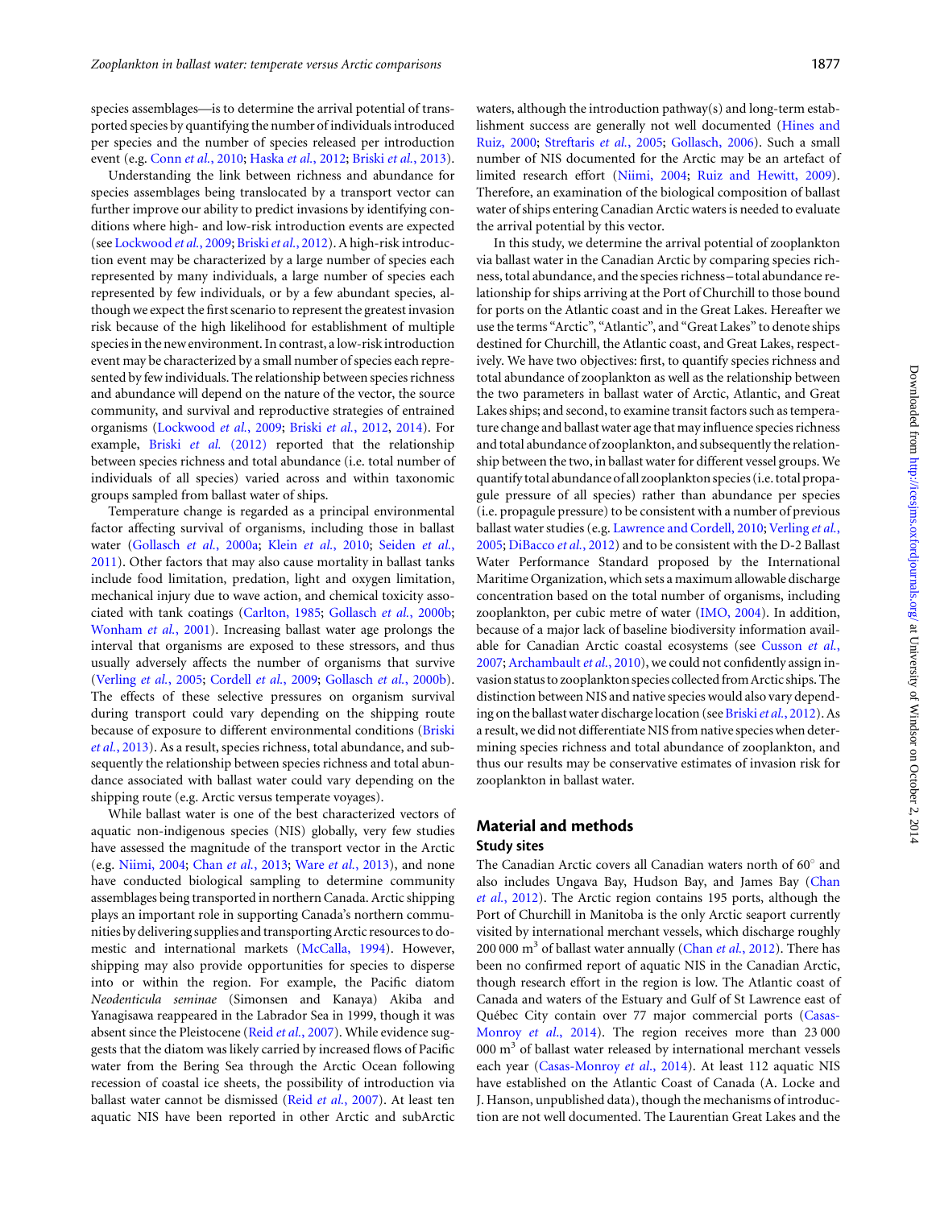species assemblages—is to determine the arrival potential of transported species by quantifying the number of individuals introduced per species and the number of species released per introduction event (e.g. Conn *et al.*, 2010; Haska *et al.*, 2012; Briski *et al.*, 2013).

Understanding the link between richness and abundance for species assemblages being translocated by a transport vector can further improve our ability to predict invasions by identifying conditions where high- and low-risk introduction events are expected (see Lockwood *et al.*, 2009; Briski *et al.*, 2012). A high-risk introduction event may be characterized by a large number of species each represented by many individuals, a large number of species each represented by few individuals, or by a few abundant species, although we expect the first scenario to represent the greatest invasion risk because of the high likelihood for establishment of multiple species in the new environment. In contrast, a low-risk introduction event may be characterized by a small number of species each represented by few individuals. The relationship between species richness and abundance will depend on the nature of the vector, the source community, and survival and reproductive strategies of entrained organisms (Lockwood *et al.*, 2009; Briski *et al.*, 2012, 2014). For example, Briski *et al.* (2012) reported that the relationship between species richness and total abundance (i.e. total number of individuals of all species) varied across and within taxonomic groups sampled from ballast water of ships.

Temperature change is regarded as a principal environmental factor affecting survival of organisms, including those in ballast water (Gollasch *et al.*, 2000a; Klein *et al.*, 2010; Seiden *et al.*, 2011). Other factors that may also cause mortality in ballast tanks include food limitation, predation, light and oxygen limitation, mechanical injury due to wave action, and chemical toxicity associated with tank coatings (Carlton, 1985; Gollasch *et al.*, 2000b; Wonham *et al.*, 2001). Increasing ballast water age prolongs the interval that organisms are exposed to these stressors, and thus usually adversely affects the number of organisms that survive (Verling *et al.*, 2005; Cordell *et al.*, 2009; Gollasch *et al.*, 2000b). The effects of these selective pressures on organism survival during transport could vary depending on the shipping route because of exposure to different environmental conditions (Briski *et al.*, 2013). As a result, species richness, total abundance, and subsequently the relationship between species richness and total abundance associated with ballast water could vary depending on the shipping route (e.g. Arctic versus temperate voyages).

While ballast water is one of the best characterized vectors of aquatic non-indigenous species (NIS) globally, very few studies have assessed the magnitude of the transport vector in the Arctic (e.g. Niimi, 2004; Chan *et al.*, 2013; Ware *et al.*, 2013), and none have conducted biological sampling to determine community assemblages being transported in northern Canada. Arctic shipping plays an important role in supporting Canada's northern communities by delivering supplies and transporting Arctic resources to domestic and international markets (McCalla, 1994). However, shipping may also provide opportunities for species to disperse into or within the region. For example, the Pacific diatom *Neodenticula seminae* (Simonsen and Kanaya) Akiba and Yanagisawa reappeared in the Labrador Sea in 1999, though it was absent since the Pleistocene (Reid *et al.*, 2007). While evidence suggests that the diatom was likely carried by increased flows of Pacific water from the Bering Sea through the Arctic Ocean following recession of coastal ice sheets, the possibility of introduction via ballast water cannot be dismissed (Reid *et al.*, 2007). At least ten aquatic NIS have been reported in other Arctic and subArctic waters, although the introduction pathway(s) and long-term establishment success are generally not well documented (Hines and Ruiz, 2000; Streftaris *et al.*, 2005; Gollasch, 2006). Such a small number of NIS documented for the Arctic may be an artefact of limited research effort (Niimi, 2004; Ruiz and Hewitt, 2009). Therefore, an examination of the biological composition of ballast water of ships entering Canadian Arctic waters is needed to evaluate the arrival potential by this vector.

In this study, we determine the arrival potential of zooplankton via ballast water in the Canadian Arctic by comparing species richness, total abundance, and the species richness–total abundance relationship for ships arriving at the Port of Churchill to those bound for ports on the Atlantic coast and in the Great Lakes. Hereafter we use the terms "Arctic", "Atlantic", and "Great Lakes" to denote ships destined for Churchill, the Atlantic coast, and Great Lakes, respectively. We have two objectives: first, to quantify species richness and total abundance of zooplankton as well as the relationship between the two parameters in ballast water of Arctic, Atlantic, and Great Lakes ships; and second, to examine transit factors such as temperature change and ballast water age that may influence species richness and total abundance of zooplankton, and subsequently the relationship between the two, in ballast water for different vessel groups. We quantify total abundance of all zooplankton species (i.e. total propagule pressure of all species) rather than abundance per species (i.e. propagule pressure) to be consistent with a number of previous ballast water studies (e.g. Lawrence and Cordell, 2010; Verling *et al.*, 2005; DiBacco *et al.*, 2012) and to be consistent with the D-2 Ballast Water Performance Standard proposed by the International Maritime Organization, which sets a maximum allowable discharge concentration based on the total number of organisms, including zooplankton, per cubic metre of water (IMO, 2004). In addition, because of a major lack of baseline biodiversity information available for Canadian Arctic coastal ecosystems (see Cusson *et al.*, 2007; Archambault *et al.*, 2010), we could not confidently assign invasion status to zooplankton species collected from Arctic ships. The distinction between NIS and native species would also vary depending on the ballast water discharge location (see Briski *et al.*, 2012). As a result, we did not differentiate NIS from native species when determining species richness and total abundance of zooplankton, and thus our results may be conservative estimates of invasion risk for zooplankton in ballast water.

## Material and methods

### Study sites

The Canadian Arctic covers all Canadian waters north of 60° and also includes Ungava Bay, Hudson Bay, and James Bay (Chan *et al.*, 2012). The Arctic region contains 195 ports, although the Port of Churchill in Manitoba is the only Arctic seaport currently visited by international merchant vessels, which discharge roughly 200 000 $m^3$ of ballast water annually (Chan *et al.*, 2012). There has been no confirmed report of aquatic NIS in the Canadian Arctic, though research effort in the region is low. The Atlantic coast of Canada and waters of the Estuary and Gulf of St Lawrence east of Québec City contain over 77 major commercial ports (Casas-Monroy *et al.*, 2014). The region receives more than 23 000 000 $m^3$ of ballast water released by international merchant vessels each year (Casas-Monroy *et al.*, 2014). At least 112 aquatic NIS have established on the Atlantic Coast of Canada (A. Locke and J. Hanson, unpublished data), though the mechanisms of introduction are not well documented. The Laurentian Great Lakes and the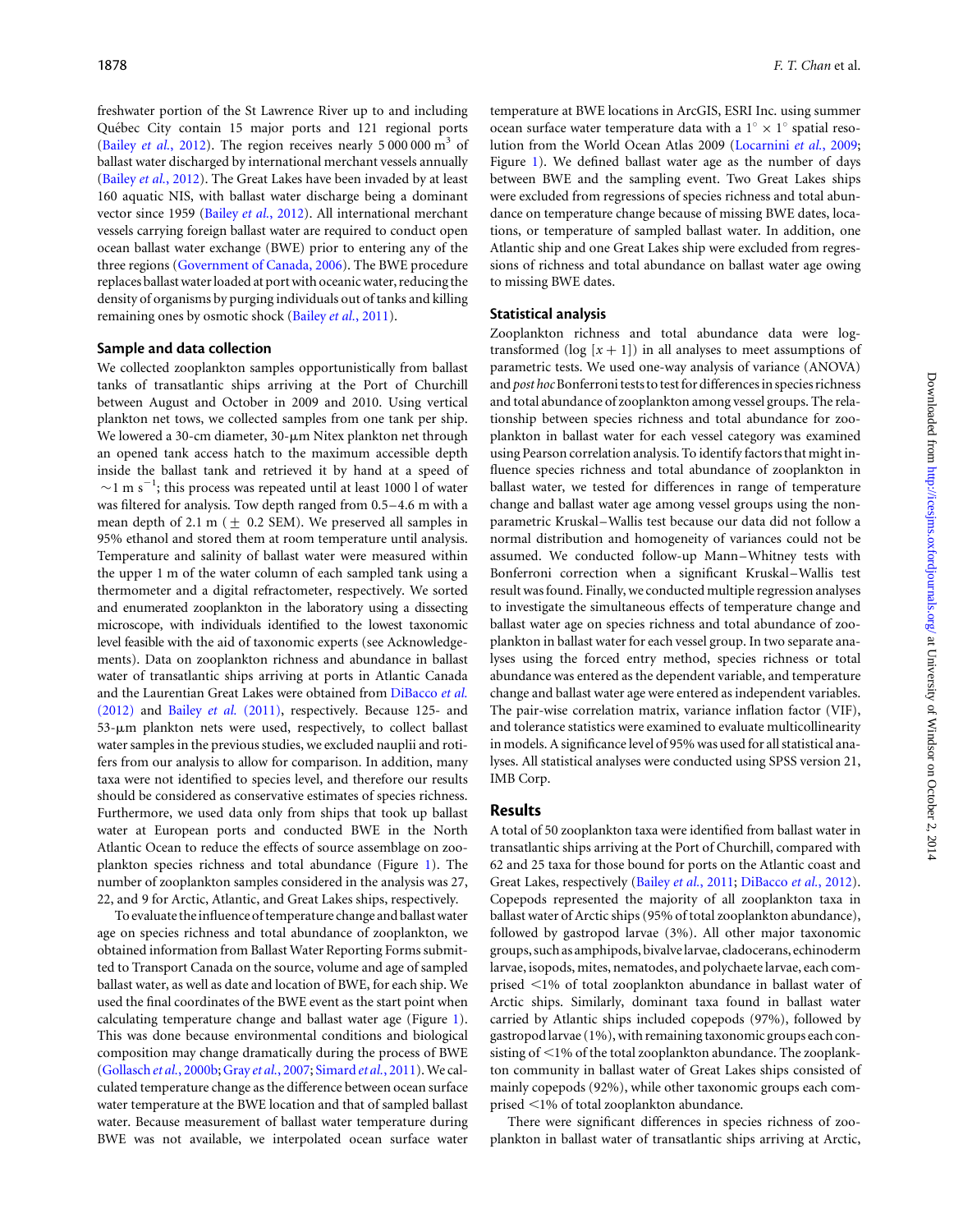freshwater portion of the St Lawrence River up to and including Québec City contain 15 major ports and 121 regional ports (Bailey *et al.*, 2012). The region receives nearly 5 000 000 $m^3$ of ballast water discharged by international merchant vessels annually (Bailey *et al.*, 2012). The Great Lakes have been invaded by at least 160 aquatic NIS, with ballast water discharge being a dominant vector since 1959 (Bailey *et al.*, 2012). All international merchant vessels carrying foreign ballast water are required to conduct open ocean ballast water exchange (BWE) prior to entering any of the three regions (Government of Canada, 2006). The BWE procedure replaces ballast water loaded at port with oceanic water, reducing the density of organisms by purging individuals out of tanks and killing remaining ones by osmotic shock (Bailey *et al.*, 2011).

## Sample and data collection

We collected zooplankton samples opportunistically from ballast tanks of transatlantic ships arriving at the Port of Churchill between August and October in 2009 and 2010. Using vertical plankton net tows, we collected samples from one tank per ship. We lowered a 30-cm diameter, 30-μm Nitex plankton net through an opened tank access hatch to the maximum accessible depth inside the ballast tank and retrieved it by hand at a speed of ~1 m $s^{-1}$; this process was repeated until at least 1000 l of water was filtered for analysis. Tow depth ranged from 0.5–4.6 m with a mean depth of 2.1 m (± 0.2 SEM). We preserved all samples in 95% ethanol and stored them at room temperature until analysis. Temperature and salinity of ballast water were measured within the upper 1 m of the water column of each sampled tank using a thermometer and a digital refractometer, respectively. We sorted and enumerated zooplankton in the laboratory using a dissecting microscope, with individuals identified to the lowest taxonomic level feasible with the aid of taxonomic experts (see Acknowledgements). Data on zooplankton richness and abundance in ballast water of transatlantic ships arriving at ports in Atlantic Canada and the Laurentian Great Lakes were obtained from DiBacco *et al.* (2012) and Bailey *et al.* (2011), respectively. Because 125- and 53-μm plankton nets were used, respectively, to collect ballast water samples in the previous studies, we excluded nauplii and rotifers from our analysis to allow for comparison. In addition, many taxa were not identified to species level, and therefore our results should be considered as conservative estimates of species richness. Furthermore, we used data only from ships that took up ballast water at European ports and conducted BWE in the North Atlantic Ocean to reduce the effects of source assemblage on zooplankton species richness and total abundance (Figure 1). The number of zooplankton samples considered in the analysis was 27, 22, and 9 for Arctic, Atlantic, and Great Lakes ships, respectively.

To evaluate the influence of temperature change and ballast water age on species richness and total abundance of zooplankton, we obtained information from Ballast Water Reporting Forms submitted to Transport Canada on the source, volume and age of sampled ballast water, as well as date and location of BWE, for each ship. We used the final coordinates of the BWE event as the start point when calculating temperature change and ballast water age (Figure 1). This was done because environmental conditions and biological composition may change dramatically during the process of BWE (Gollasch *et al.*, 2000b; Gray *et al.*, 2007; Simard *et al.*, 2011). We calculated temperature change as the difference between ocean surface water temperature at the BWE location and that of sampled ballast water. Because measurement of ballast water temperature during BWE was not available, we interpolated ocean surface water temperature at BWE locations in ArcGIS, ESRI Inc. using summer ocean surface water temperature data with a 1° × 1° spatial resolution from the World Ocean Atlas 2009 (Locarnini *et al.*, 2009; Figure 1). We defined ballast water age as the number of days between BWE and the sampling event. Two Great Lakes ships were excluded from regressions of species richness and total abundance on temperature change because of missing BWE dates, locations, or temperature of sampled ballast water. In addition, one Atlantic ship and one Great Lakes ship were excluded from regressions of richness and total abundance on ballast water age owing to missing BWE dates.

## Statistical analysis

Zooplankton richness and total abundance data were log-transformed ($\log [x + 1]$) in all analyses to meet assumptions of parametric tests. We used one-way analysis of variance (ANOVA) and *post hoc* Bonferroni tests to test for differences in species richness and total abundance of zooplankton among vessel groups. The relationship between species richness and total abundance for zooplankton in ballast water for each vessel category was examined using Pearson correlation analysis. To identify factors that might influence species richness and total abundance of zooplankton in ballast water, we tested for differences in range of temperature change and ballast water age among vessel groups using the non-parametric Kruskal–Wallis test because our data did not follow a normal distribution and homogeneity of variances could not be assumed. We conducted follow-up Mann–Whitney tests with Bonferroni correction when a significant Kruskal–Wallis test result was found. Finally, we conducted multiple regression analyses to investigate the simultaneous effects of temperature change and ballast water age on species richness and total abundance of zooplankton in ballast water for each vessel group. In two separate analyses using the forced entry method, species richness or total abundance was entered as the dependent variable, and temperature change and ballast water age were entered as independent variables. The pair-wise correlation matrix, variance inflation factor (VIF), and tolerance statistics were examined to evaluate multicollinearity in models. A significance level of 95% was used for all statistical analyses. All statistical analyses were conducted using SPSS version 21, IMB Corp.

## Results

A total of 50 zooplankton taxa were identified from ballast water in transatlantic ships arriving at the Port of Churchill, compared with 62 and 25 taxa for those bound for ports on the Atlantic coast and Great Lakes, respectively (Bailey *et al.*, 2011; DiBacco *et al.*, 2012). Copepods represented the majority of all zooplankton taxa in ballast water of Arctic ships (95% of total zooplankton abundance), followed by gastropod larvae (3%). All other major taxonomic groups, such as amphipods, bivalve larvae, cladocerans, echinoderm larvae, isopods, mites, nematodes, and polychaete larvae, each comprised <1% of total zooplankton abundance in ballast water of Arctic ships. Similarly, dominant taxa found in ballast water carried by Atlantic ships included copepods (97%), followed by gastropod larvae (1%), with remaining taxonomic groups each consisting of <1% of the total zooplankton abundance. The zooplankton community in ballast water of Great Lakes ships consisted of mainly copepods (92%), while other taxonomic groups each comprised <1% of total zooplankton abundance.

There were significant differences in species richness of zooplankton in ballast water of transatlantic ships arriving at Arctic,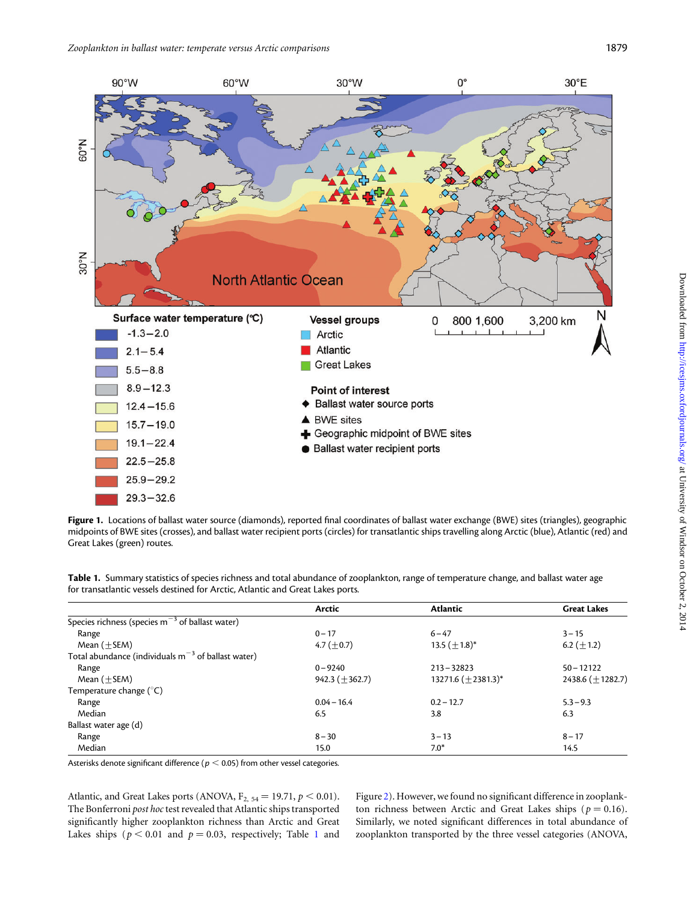Figure 1. Locations of ballast water source (diamonds), reported final coordinates of ballast water exchange (BWE) sites (triangles), geographic midpoints of BWE sites (crosses), and ballast water recipient ports (circles) for transatlantic ships travelling along Arctic (blue), Atlantic (red) and Great Lakes (green) routes.

Table 1. Summary statistics of species richness and total abundance of zooplankton, range of temperature change, and ballast water age for transatlantic vessels destined for Arctic, Atlantic and Great Lakes ports.

| | Arctic | Atlantic | Great Lakes |
|---|---|---|---|
| Species richness (species $m^{-3}$ of ballast water) | | | |
| Range | 0 – 17 | 6 – 47 | 3 – 15 |
| Mean (±SEM) | 4.7 (±0.7) | 13.5 (±1.8)* | 6.2 (±1.2) |
| Total abundance (individuals $m^{-3}$ of ballast water) | | | |
| Range | 0 – 9240 | 213 – 32823 | 50 – 12122 |
| Mean (±SEM) | 942.3 (±362.7) | 13271.6 (±2381.3)* | 2438.6 (±1282.7) |
| Temperature change (°C) | | | |
| Range | 0.04 – 16.4 | 0.2 – 12.7 | 5.3 – 9.3 |
| Median | 6.5 | 3.8 | 6.3 |
| Ballast water age (d) | | | |
| Range | 8 – 30 | 3 – 13 | 8 – 17 |
| Median | 15.0 | 7.0* | 14.5 |

Asterisks denote significant difference ($p < 0.05$) from other vessel categories.

Atlantic, and Great Lakes ports (ANOVA, $F_{2, 54} = 19.71$, $p < 0.01$). The Bonferroni *post hoc* test revealed that Atlantic ships transported significantly higher zooplankton richness than Arctic and Great Lakes ships ($p < 0.01$ and $p = 0.03$, respectively; Table 1 and Figure 2). However, we found no significant difference in zooplankton richness between Arctic and Great Lakes ships ($p = 0.16$). Similarly, we noted significant differences in total abundance of zooplankton transported by the three vessel categories (ANOVA,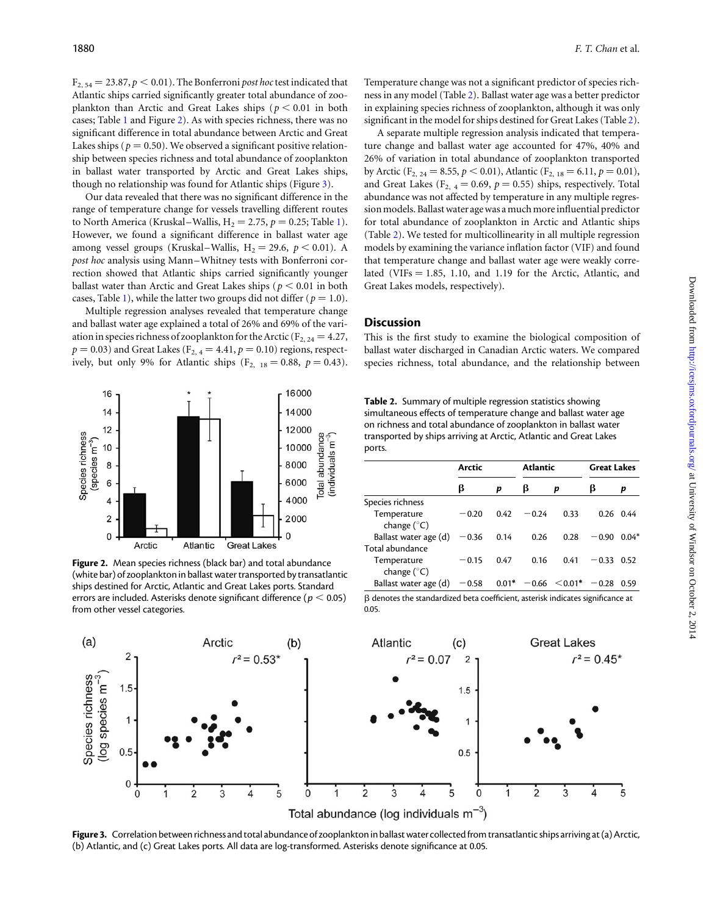$F_{2,54} = 23.87, p < 0.01$). The Bonferroni *post hoc* test indicated that Atlantic ships carried significantly greater total abundance of zooplankton than Arctic and Great Lakes ships ($p < 0.01$ in both cases; Table 1 and Figure 2). As with species richness, there was no significant difference in total abundance between Arctic and Great Lakes ships ($p = 0.50$). We observed a significant positive relationship between species richness and total abundance of zooplankton in ballast water transported by Arctic and Great Lakes ships, though no relationship was found for Atlantic ships (Figure 3).

Our data revealed that there was no significant difference in the range of temperature change for vessels travelling different routes to North America (Kruskal–Wallis, $H_2 = 2.75, p = 0.25$; Table 1). However, we found a significant difference in ballast water age among vessel groups (Kruskal–Wallis, $H_2 = 29.6, p < 0.01$). A *post hoc* analysis using Mann–Whitney tests with Bonferroni correction showed that Atlantic ships carried significantly younger ballast water than Arctic and Great Lakes ships ($p < 0.01$ in both cases, Table 1), while the latter two groups did not differ ($p = 1.0$).

Multiple regression analyses revealed that temperature change and ballast water age explained a total of 26% and 69% of the variation in species richness of zooplankton for the Arctic ($F_{2,24} = 4.27$, $p = 0.03$) and Great Lakes ($F_{2,4} = 4.41, p = 0.10$) regions, respectively, but only 9% for Atlantic ships ($F_{2,18} = 0.88, p = 0.43$). Temperature change was not a significant predictor of species richness in any model (Table 2). Ballast water age was a better predictor in explaining species richness of zooplankton, although it was only significant in the model for ships destined for Great Lakes (Table 2).

A separate multiple regression analysis indicated that temperature change and ballast water age accounted for 47%, 40% and 26% of variation in total abundance of zooplankton transported by Arctic ($F_{2,24} = 8.55, p < 0.01$), Atlantic ($F_{2,18} = 6.11, p = 0.01$), and Great Lakes ($F_{2,4} = 0.69, p = 0.55$) ships, respectively. Total abundance was not affected by temperature in any multiple regression models. Ballast water age was a much more influential predictor for total abundance of zooplankton in Arctic and Atlantic ships (Table 2). We tested for multicollinearity in all multiple regression models by examining the variance inflation factor (VIF) and found that temperature change and ballast water age were weakly correlated (VIFs = 1.85, 1.10, and 1.19 for the Arctic, Atlantic, and Great Lakes models, respectively).

Figure 2. Mean species richness (black bar) and total abundance (white bar) of zooplankton in ballast water transported by transatlantic ships destined for Arctic, Atlantic and Great Lakes ports. Standard errors are included. Asterisks denote significant difference ($p < 0.05$) from other vessel categories.

**Table 2.** Summary of multiple regression statistics showing simultaneous effects of temperature change and ballast water age on richness and total abundance of zooplankton in ballast water transported by ships arriving at Arctic, Atlantic and Great Lakes ports.

| | Arctic | | Atlantic | | Great Lakes | |
|---|---|---|---|---|---|---|
| | β | *p* | β | *p* | β | *p* |
| Species richness | | | | | | |
| Temperature change (°C) | −0.20 | 0.42 | −0.24 | 0.33 | 0.26 | 0.44 |
| Ballast water age (d) | −0.36 | 0.14 | 0.26 | 0.28 | −0.90 | 0.04* |
| Total abundance | | | | | | |
| Temperature change (°C) | −0.15 | 0.47 | 0.16 | 0.41 | −0.33 | 0.52 |
| Ballast water age (d) | −0.58 | 0.01* | −0.66 | <0.01* | −0.28 | 0.59 |

β denotes the standardized beta coefficient, asterisk indicates significance at 0.05.

Figure 3. Correlation between richness and total abundance of zooplankton in ballast water collected from transatlantic ships arriving at (a) Arctic, (b) Atlantic, and (c) Great Lakes ports. All data are log-transformed. Asterisks denote significance at 0.05.

## Discussion

This is the first study to examine the biological composition of ballast water discharged in Canadian Arctic waters. We compared species richness, total abundance, and the relationship between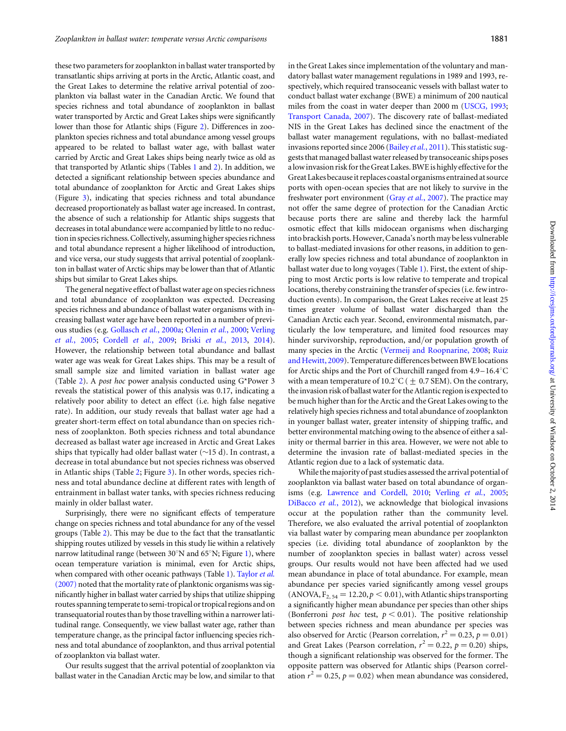these two parameters for zooplankton in ballast water transported by transatlantic ships arriving at ports in the Arctic, Atlantic coast, and the Great Lakes to determine the relative arrival potential of zooplankton via ballast water in the Canadian Arctic. We found that species richness and total abundance of zooplankton in ballast water transported by Arctic and Great Lakes ships were significantly lower than those for Atlantic ships (Figure 2). Differences in zooplankton species richness and total abundance among vessel groups appeared to be related to ballast water age, with ballast water carried by Arctic and Great Lakes ships being nearly twice as old as that transported by Atlantic ships (Tables 1 and 2). In addition, we detected a significant relationship between species abundance and total abundance of zooplankton for Arctic and Great Lakes ships (Figure 3), indicating that species richness and total abundance decreased proportionately as ballast water age increased. In contrast, the absence of such a relationship for Atlantic ships suggests that decreases in total abundance were accompanied by little to no reduction in species richness. Collectively, assuming higher species richness and total abundance represent a higher likelihood of introduction, and vice versa, our study suggests that arrival potential of zooplankton in ballast water of Arctic ships may be lower than that of Atlantic ships but similar to Great Lakes ships.

The general negative effect of ballast water age on species richness and total abundance of zooplankton was expected. Decreasing species richness and abundance of ballast water organisms with increasing ballast water age have been reported in a number of previous studies (e.g. Gollasch *et al.*, 2000a; Olenin *et al.*, 2000; Verling *et al.*, 2005; Cordell *et al.*, 2009; Briski *et al.*, 2013, 2014). However, the relationship between total abundance and ballast water age was weak for Great Lakes ships. This may be a result of small sample size and limited variation in ballast water age (Table 2). A *post hoc* power analysis conducted using G*Power 3 reveals the statistical power of this analysis was 0.17, indicating a relatively poor ability to detect an effect (i.e. high false negative rate). In addition, our study reveals that ballast water age had a greater short-term effect on total abundance than on species richness of zooplankton. Both species richness and total abundance decreased as ballast water age increased in Arctic and Great Lakes ships that typically had older ballast water (~15 d). In contrast, a decrease in total abundance but not species richness was observed in Atlantic ships (Table 2; Figure 3). In other words, species richness and total abundance decline at different rates with length of entrainment in ballast water tanks, with species richness reducing mainly in older ballast water.

Surprisingly, there were no significant effects of temperature change on species richness and total abundance for any of the vessel groups (Table 2). This may be due to the fact that the transatlantic shipping routes utilized by vessels in this study lie within a relatively narrow latitudinal range (between 30°N and 65°N; Figure 1), where ocean temperature variation is minimal, even for Arctic ships, when compared with other oceanic pathways (Table 1). Taylor *et al.* (2007) noted that the mortality rate of planktonic organisms was significantly higher in ballast water carried by ships that utilize shipping routes spanning temperate to semi-tropical or tropical regions and on transequatorial routes than by those travelling within a narrower latitudinal range. Consequently, we view ballast water age, rather than temperature change, as the principal factor influencing species richness and total abundance of zooplankton, and thus arrival potential of zooplankton via ballast water.

Our results suggest that the arrival potential of zooplankton via ballast water in the Canadian Arctic may be low, and similar to that in the Great Lakes since implementation of the voluntary and mandatory ballast water management regulations in 1989 and 1993, respectively, which required transoceanic vessels with ballast water to conduct ballast water exchange (BWE) a minimum of 200 nautical miles from the coast in water deeper than 2000 m (USCG, 1993; Transport Canada, 2007). The discovery rate of ballast-mediated NIS in the Great Lakes has declined since the enactment of the ballast water management regulations, with no ballast-mediated invasions reported since 2006 (Bailey *et al.*, 2011). This statistic suggests that managed ballast water released by transoceanic ships poses a low invasion risk for the Great Lakes. BWE is highly effective for the Great Lakes because it replaces coastal organisms entrained at source ports with open-ocean species that are not likely to survive in the freshwater port environment (Gray *et al.*, 2007). The practice may not offer the same degree of protection for the Canadian Arctic because ports there are saline and thereby lack the harmful osmotic effect that kills midocean organisms when discharging into brackish ports. However, Canada's north may be less vulnerable to ballast-mediated invasions for other reasons, in addition to generally low species richness and total abundance of zooplankton in ballast water due to long voyages (Table 1). First, the extent of shipping to most Arctic ports is low relative to temperate and tropical locations, thereby constraining the transfer of species (i.e. few introduction events). In comparison, the Great Lakes receive at least 25 times greater volume of ballast water discharged than the Canadian Arctic each year. Second, environmental mismatch, particularly the low temperature, and limited food resources may hinder survivorship, reproduction, and/or population growth of many species in the Arctic (Vermeij and Roopnarine, 2008; Ruiz and Hewitt, 2009). Temperature differences between BWE locations for Arctic ships and the Port of Churchill ranged from 4.9–16.4°C with a mean temperature of 10.2°C ($\pm$ 0.7 SEM). On the contrary, the invasion risk of ballast water for the Atlantic region is expected to be much higher than for the Arctic and the Great Lakes owing to the relatively high species richness and total abundance of zooplankton in younger ballast water, greater intensity of shipping traffic, and better environmental matching owing to the absence of either a salinity or thermal barrier in this area. However, we were not able to determine the invasion rate of ballast-mediated species in the Atlantic region due to a lack of systematic data.

While the majority of past studies assessed the arrival potential of zooplankton via ballast water based on total abundance of organisms (e.g. Lawrence and Cordell, 2010; Verling *et al.*, 2005; DiBacco *et al.*, 2012), we acknowledge that biological invasions occur at the population rather than the community level. Therefore, we also evaluated the arrival potential of zooplankton via ballast water by comparing mean abundance per zooplankton species (i.e. dividing total abundance of zooplankton by the number of zooplankton species in ballast water) across vessel groups. Our results would not have been affected had we used mean abundance in place of total abundance. For example, mean abundance per species varied significantly among vessel groups (ANOVA, $F_{2, 54} = 12.20, p < 0.01$), with Atlantic ships transporting a significantly higher mean abundance per species than other ships (Bonferroni *post hoc* test, $p < 0.01$). The positive relationship between species richness and mean abundance per species was also observed for Arctic (Pearson correlation, $r^2 = 0.23$, $p = 0.01$) and Great Lakes (Pearson correlation, $r^2 = 0.22$, $p = 0.20$) ships, though a significant relationship was observed for the former. The opposite pattern was observed for Atlantic ships (Pearson correlation $r^2 = 0.25$, $p = 0.02$) when mean abundance was considered,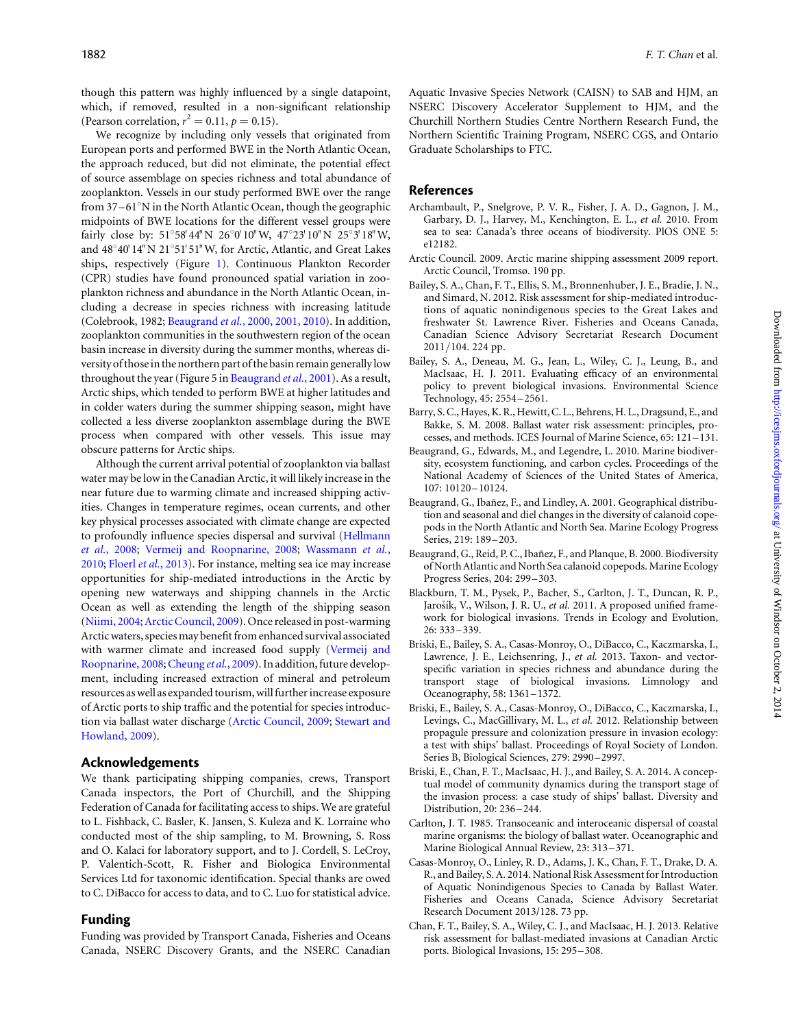though this pattern was highly influenced by a single datapoint, which, if removed, resulted in a non-significant relationship (Pearson correlation, $r^2 = 0.11$, $p = 0.15$).

We recognize by including only vessels that originated from European ports and performed BWE in the North Atlantic Ocean, the approach reduced, but did not eliminate, the potential effect of source assemblage on species richness and total abundance of zooplankton. Vessels in our study performed BWE over the range from 37–61°N in the North Atlantic Ocean, though the geographic midpoints of BWE locations for the different vessel groups were fairly close by: 51°58′44″N 26°0′10″W, 47°23′10″N 25°3′18″W, and 48°40′14″N 21°51′51″W, for Arctic, Atlantic, and Great Lakes ships, respectively (Figure 1). Continuous Plankton Recorder (CPR) studies have found pronounced spatial variation in zooplankton richness and abundance in the North Atlantic Ocean, including a decrease in species richness with increasing latitude (Colebrook, 1982; Beaugrand *et al.*, 2000, 2001, 2010). In addition, zooplankton communities in the southwestern region of the ocean basin increase in diversity during the summer months, whereas diversity of those in the northern part of the basin remain generally low throughout the year (Figure 5 in Beaugrand *et al.*, 2001). As a result, Arctic ships, which tended to perform BWE at higher latitudes and in colder waters during the summer shipping season, might have collected a less diverse zooplankton assemblage during the BWE process when compared with other vessels. This issue may obscure patterns for Arctic ships.

Although the current arrival potential of zooplankton via ballast water may be low in the Canadian Arctic, it will likely increase in the near future due to warming climate and increased shipping activities. Changes in temperature regimes, ocean currents, and other key physical processes associated with climate change are expected to profoundly influence species dispersal and survival (Hellmann *et al.*, 2008; Vermeij and Roopnarine, 2008; Wassmann *et al.*, 2010; Floerl *et al.*, 2013). For instance, melting sea ice may increase opportunities for ship-mediated introductions in the Arctic by opening new waterways and shipping channels in the Arctic Ocean as well as extending the length of the shipping season (Niimi, 2004; Arctic Council, 2009). Once released in post-warming Arctic waters, species may benefit from enhanced survival associated with warmer climate and increased food supply (Vermeij and Roopnarine, 2008; Cheung *et al.*, 2009). In addition, future development, including increased extraction of mineral and petroleum resources as well as expanded tourism, will further increase exposure of Arctic ports to ship traffic and the potential for species introduction via ballast water discharge (Arctic Council, 2009; Stewart and Howland, 2009).

## Acknowledgements

We thank participating shipping companies, crews, Transport Canada inspectors, the Port of Churchill, and the Shipping Federation of Canada for facilitating access to ships. We are grateful to L. Fishback, C. Basler, K. Jansen, S. Kuleza and K. Lorraine who conducted most of the ship sampling, to M. Browning, S. Ross and O. Kalaci for laboratory support, and to J. Cordell, S. LeCroy, P. Valentich-Scott, R. Fisher and Biologica Environmental Services Ltd for taxonomic identification. Special thanks are owed to C. DiBacco for access to data, and to C. Luo for statistical advice.

## Funding

Funding was provided by Transport Canada, Fisheries and Oceans Canada, NSERC Discovery Grants, and the NSERC Canadian Aquatic Invasive Species Network (CAISN) to SAB and HJM, an NSERC Discovery Accelerator Supplement to HJM, and the Churchill Northern Studies Centre Northern Research Fund, the Northern Scientific Training Program, NSERC CGS, and Ontario Graduate Scholarships to FTC.

## References

Archambault, P., Snelgrove, P. V. R., Fisher, J. A. D., Gagnon, J. M., Garbary, D. J., Harvey, M., Kenchington, E. L., *et al.* 2010. From sea to sea: Canada's three oceans of biodiversity. PlOS ONE 5: e12182.

Arctic Council. 2009. Arctic marine shipping assessment 2009 report. Arctic Council, Tromsø. 190 pp.

Bailey, S. A., Chan, F. T., Ellis, S. M., Bronnenhuber, J. E., Bradie, J. N., and Simard, N. 2012. Risk assessment for ship-mediated introductions of aquatic nonindigenous species to the Great Lakes and freshwater St. Lawrence River. Fisheries and Oceans Canada, Canadian Science Advisory Secretariat Research Document 2011/104. 224 pp.

Bailey, S. A., Deneau, M. G., Jean, L., Wiley, C. J., Leung, B., and MacIsaac, H. J. 2011. Evaluating efficacy of an environmental policy to prevent biological invasions. Environmental Science Technology, 45: 2554–2561.

Barry, S. C., Hayes, K. R., Hewitt, C. L., Behrens, H. L., Dragsund, E., and Bakke, S. M. 2008. Ballast water risk assessment: principles, processes, and methods. ICES Journal of Marine Science, 65: 121–131.

Beaugrand, G., Edwards, M., and Legendre, L. 2010. Marine biodiversity, ecosystem functioning, and carbon cycles. Proceedings of the National Academy of Sciences of the United States of America, 107: 10120–10124.

Beaugrand, G., Ibañez, F., and Lindley, A. 2001. Geographical distribution and seasonal and diel changes in the diversity of calanoid copepods in the North Atlantic and North Sea. Marine Ecology Progress Series, 219: 189–203.

Beaugrand, G., Reid, P. C., Ibañez, F., and Planque, B. 2000. Biodiversity of North Atlantic and North Sea calanoid copepods. Marine Ecology Progress Series, 204: 299–303.

Blackburn, T. M., Pysek, P., Bacher, S., Carlton, J. T., Duncan, R. P., Jarošík, V., Wilson, J. R. U., *et al.* 2011. A proposed unified framework for biological invasions. Trends in Ecology and Evolution, 26: 333–339.

Briski, E., Bailey, S. A., Casas-Monroy, O., DiBacco, C., Kaczmarska, I., Lawrence, J. E., Leichsenring, J., *et al.* 2013. Taxon- and vector-specific variation in species richness and abundance during the transport stage of biological invasions. Limnology and Oceanography, 58: 1361–1372.

Briski, E., Bailey, S. A., Casas-Monroy, O., DiBacco, C., Kaczmarska, I., Levings, C., MacGillivary, M. L., *et al.* 2012. Relationship between propagule pressure and colonization pressure in invasion ecology: a test with ships' ballast. Proceedings of Royal Society of London. Series B, Biological Sciences, 279: 2990–2997.

Briski, E., Chan, F. T., MacIsaac, H. J., and Bailey, S. A. 2014. A conceptual model of community dynamics during the transport stage of the invasion process: a case study of ships' ballast. Diversity and Distribution, 20: 236–244.

Carlton, J. T. 1985. Transoceanic and interoceanic dispersal of coastal marine organisms: the biology of ballast water. Oceanographic and Marine Biological Annual Review, 23: 313–371.

Casas-Monroy, O., Linley, R. D., Adams, J. K., Chan, F. T., Drake, D. A. R., and Bailey, S. A. 2014. National Risk Assessment for Introduction of Aquatic Nonindigenous Species to Canada by Ballast Water. Fisheries and Oceans Canada, Science Advisory Secretariat Research Document 2013/128. 73 pp.

Chan, F. T., Bailey, S. A., Wiley, C. J., and MacIsaac, H. J. 2013. Relative risk assessment for ballast-mediated invasions at Canadian Arctic ports. Biological Invasions, 15: 295–308.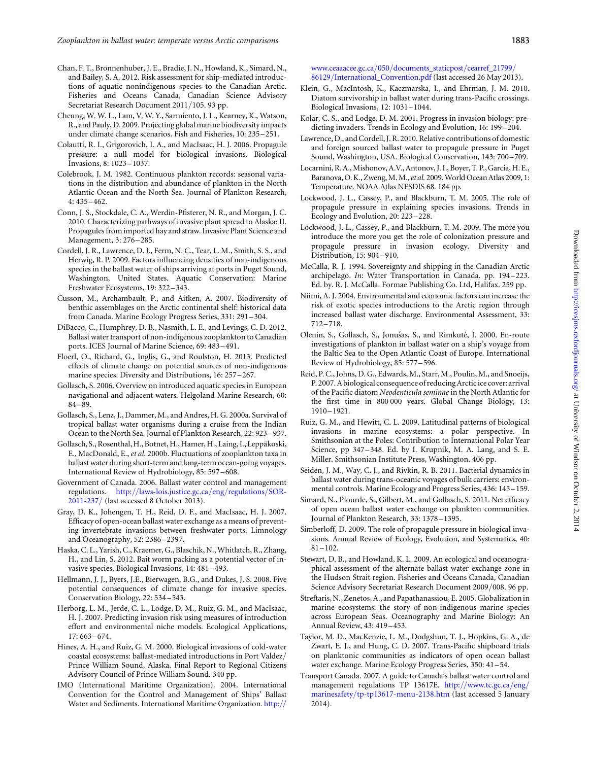Chan, F. T., Bronnenhuber, J. E., Bradie, J. N., Howland, K., Simard, N., and Bailey, S. A. 2012. Risk assessment for ship-mediated introductions of aquatic nonindigenous species to the Canadian Arctic. Fisheries and Oceans Canada, Canadian Science Advisory Secretariat Research Document 2011/105. 93 pp.

Cheung, W. W. L., Lam, V. W. Y., Sarmiento, J. L., Kearney, K., Watson, R., and Pauly, D. 2009. Projecting global marine biodiversity impacts under climate change scenarios. Fish and Fisheries, 10: 235–251.

Colautti, R. I., Grigorovich, I. A., and MacIsaac, H. J. 2006. Propagule pressure: a null model for biological invasions. Biological Invasions, 8: 1023–1037.

Colebrook, J. M. 1982. Continuous plankton records: seasonal variations in the distribution and abundance of plankton in the North Atlantic Ocean and the North Sea. Journal of Plankton Research, 4: 435–462.

Conn, J. S., Stockdale, C. A., Werdin-Pfisterer, N. R., and Morgan, J. C. 2010. Characterizing pathways of invasive plant spread to Alaska: II. Propagules from imported hay and straw. Invasive Plant Science and Management, 3: 276–285.

Cordell, J. R., Lawrence, D. J., Ferm, N. C., Tear, L. M., Smith, S. S., and Herwig, R. P. 2009. Factors influencing densities of non-indigenous species in the ballast water of ships arriving at ports in Puget Sound, Washington, United States. Aquatic Conservation: Marine Freshwater Ecosystems, 19: 322–343.

Cusson, M., Archambault, P., and Aitken, A. 2007. Biodiversity of benthic assemblages on the Arctic continental shelf: historical data from Canada. Marine Ecology Progress Series, 331: 291–304.

DiBacco, C., Humphrey, D. B., Nasmith, L. E., and Levings, C. D. 2012. Ballast water transport of non-indigenous zooplankton to Canadian ports. ICES Journal of Marine Science, 69: 483–491.

Floerl, O., Richard, G., Inglis, G., and Roulston, H. 2013. Predicted effects of climate change on potential sources of non-indigenous marine species. Diversity and Distributions, 16: 257–267.

Gollasch, S. 2006. Overview on introduced aquatic species in European navigational and adjacent waters. Helgoland Marine Research, 60: 84–89.

Gollasch, S., Lenz, J., Dammer, M., and Andres, H. G. 2000a. Survival of tropical ballast water organisms during a cruise from the Indian Ocean to the North Sea. Journal of Plankton Research, 22: 923–937.

Gollasch, S., Rosenthal, H., Botnet, H., Hamer, H., Laing, I., Leppäkoski, E., MacDonald, E., *et al.* 2000b. Fluctuations of zooplankton taxa in ballast water during short-term and long-term ocean-going voyages. International Review of Hydrobiology, 85: 597–608.

Government of Canada. 2006. Ballast water control and management regulations. http://laws-lois.justice.gc.ca/eng/regulations/SOR-2011-237/ (last accessed 8 October 2013).

Gray, D. K., Johengen, T. H., Reid, D. F., and MacIsaac, H. J. 2007. Efficacy of open-ocean ballast water exchange as a means of preventing invertebrate invasions between freshwater ports. Limnology and Oceanography, 52: 2386–2397.

Haska, C. L., Yarish, C., Kraemer, G., Blaschik, N., Whitlatch, R., Zhang, H., and Lin, S. 2012. Bait worm packing as a potential vector of invasive species. Biological Invasions, 14: 481–493.

Hellmann, J. J., Byers, J.E., Bierwagen, B.G., and Dukes, J. S. 2008. Five potential consequences of climate change for invasive species. Conservation Biology, 22: 534–543.

Herborg, L. M., Jerde, C. L., Lodge, D. M., Ruiz, G. M., and MacIsaac, H. J. 2007. Predicting invasion risk using measures of introduction effort and environmental niche models. Ecological Applications, 17: 663–674.

Hines, A. H., and Ruiz, G. M. 2000. Biological invasions of cold-water coastal ecosystems: ballast-mediated introductions in Port Valdez/ Prince William Sound, Alaska. Final Report to Regional Citizens Advisory Council of Prince William Sound. 340 pp.

IMO (International Maritime Organization). 2004. International Convention for the Control and Management of Ships' Ballast Water and Sediments. International Maritime Organization. http://www.ceaaacee.gc.ca/050/documents_staticpost/cearref_21799/86129/International_Convention.pdf (last accessed 26 May 2013).

Klein, G., MacIntosh, K., Kaczmarska, I., and Ehrman, J. M. 2010. Diatom survivorship in ballast water during trans-Pacific crossings. Biological Invasions, 12: 1031–1044.

Kolar, C. S., and Lodge, D. M. 2001. Progress in invasion biology: predicting invaders. Trends in Ecology and Evolution, 16: 199–204.

Lawrence, D., and Cordell, J. R. 2010. Relative contributions of domestic and foreign sourced ballast water to propagule pressure in Puget Sound, Washington, USA. Biological Conservation, 143: 700–709.

Locarnini, R. A., Mishonov, A.V., Antonov, J. I., Boyer, T. P., Garcia, H. E., Baranova, O. K., Zweng, M. M., *et al.* 2009. World Ocean Atlas 2009, 1: Temperature. NOAA Atlas NESDIS 68. 184 pp.

Lockwood, J. L., Cassey, P., and Blackburn, T. M. 2005. The role of propagule pressure in explaining species invasions. Trends in Ecology and Evolution, 20: 223–228.

Lockwood, J. L., Cassey, P., and Blackburn, T. M. 2009. The more you introduce the more you get the role of colonization pressure and propagule pressure in invasion ecology. Diversity and Distribution, 15: 904–910.

McCalla, R. J. 1994. Sovereignty and shipping in the Canadian Arctic archipelago. *In*: Water Transportation in Canada. pp. 194–223. Ed. by. R. J. McCalla. Formae Publishing Co. Ltd, Halifax. 259 pp.

Niimi, A. J. 2004. Environmental and economic factors can increase the risk of exotic species introductions to the Arctic region through increased ballast water discharge. Environmental Assessment, 33: 712–718.

Olenin, S., Gollasch, S., Jonušas, S., and Rimkuté, I. 2000. En-route investigations of plankton in ballast water on a ship's voyage from the Baltic Sea to the Open Atlantic Coast of Europe. International Review of Hydrobiology, 85: 577–596.

Reid, P. C., Johns, D. G., Edwards, M., Starr, M., Poulin, M., and Snoeijs, P. 2007. A biological consequence of reducing Arctic ice cover: arrival of the Pacific diatom *Neodenticula seminae* in the North Atlantic for the first time in 800 000 years. Global Change Biology, 13: 1910–1921.

Ruiz, G. M., and Hewitt, C. L. 2009. Latitudinal patterns of biological invasions in marine ecosystems: a polar perspective. In Smithsonian at the Poles: Contribution to International Polar Year Science, pp 347–348. Ed. by I. Krupnik, M. A. Lang, and S. E. Miller. Smithsonian Institute Press, Washington. 406 pp.

Seiden, J. M., Way, C. J., and Rivkin, R. B. 2011. Bacterial dynamics in ballast water during trans-oceanic voyages of bulk carriers: environmental controls. Marine Ecology and Progress Series, 436: 145–159.

Simard, N., Plourde, S., Gilbert, M., and Gollasch, S. 2011. Net efficacy of open ocean ballast water exchange on plankton communities. Journal of Plankton Research, 33: 1378–1395.

Simberloff, D. 2009. The role of propagule pressure in biological invasions. Annual Review of Ecology, Evolution, and Systematics, 40: 81–102.

Stewart, D. B., and Howland, K. L. 2009. An ecological and oceanographical assessment of the alternate ballast water exchange zone in the Hudson Strait region. Fisheries and Oceans Canada, Canadian Science Advisory Secretariat Research Document 2009/008. 96 pp.

Streftaris, N., Zenetos, A., and Papathanassiou, E. 2005. Globalization in marine ecosystems: the story of non-indigenous marine species across European Seas. Oceanography and Marine Biology: An Annual Review, 43: 419–453.

Taylor, M. D., MacKenzie, L. M., Dodgshun, T. J., Hopkins, G. A., de Zwart, E. J., and Hung, C. D. 2007. Trans-Pacific shipboard trials on planktonic communities as indicators of open ocean ballast water exchange. Marine Ecology Progress Series, 350: 41–54.

Transport Canada. 2007. A guide to Canada's ballast water control and management regulations TP 13617E. http://www.tc.gc.ca/eng/marinesafety/tp-tp13617-menu-2138.htm (last accessed 5 January 2014).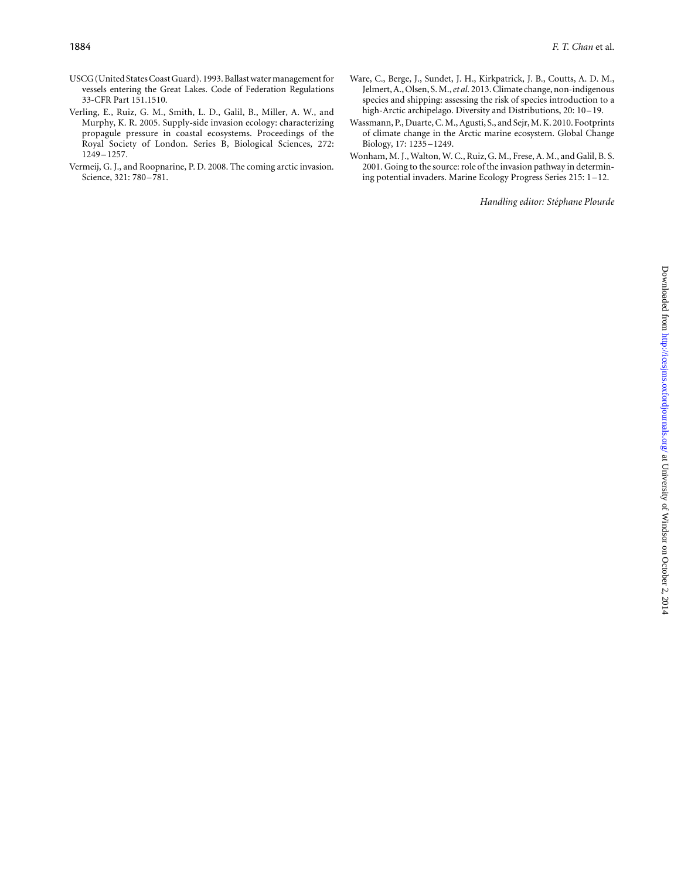USCG (United States Coast Guard). 1993. Ballast water management for vessels entering the Great Lakes. Code of Federation Regulations 33-CFR Part 151.1510.

Verling, E., Ruiz, G. M., Smith, L. D., Galil, B., Miller, A. W., and Murphy, K. R. 2005. Supply-side invasion ecology: characterizing propagule pressure in coastal ecosystems. Proceedings of the Royal Society of London. Series B, Biological Sciences, 272: 1249–1257.

Vermeij, G. J., and Roopnarine, P. D. 2008. The coming arctic invasion. Science, 321: 780–781.

Ware, C., Berge, J., Sundet, J. H., Kirkpatrick, J. B., Coutts, A. D. M., Jelmert, A., Olsen, S. M., *et al.* 2013. Climate change, non-indigenous species and shipping: assessing the risk of species introduction to a high-Arctic archipelago. Diversity and Distributions, 20: 10–19.

Wassmann, P., Duarte, C. M., Agusti, S., and Sejr, M. K. 2010. Footprints of climate change in the Arctic marine ecosystem. Global Change Biology, 17: 1235–1249.

Wonham, M. J., Walton, W. C., Ruiz, G. M., Frese, A. M., and Galil, B. S. 2001. Going to the source: role of the invasion pathway in determining potential invaders. Marine Ecology Progress Series 215: 1–12.

*Handling editor: Stéphane Plourde*